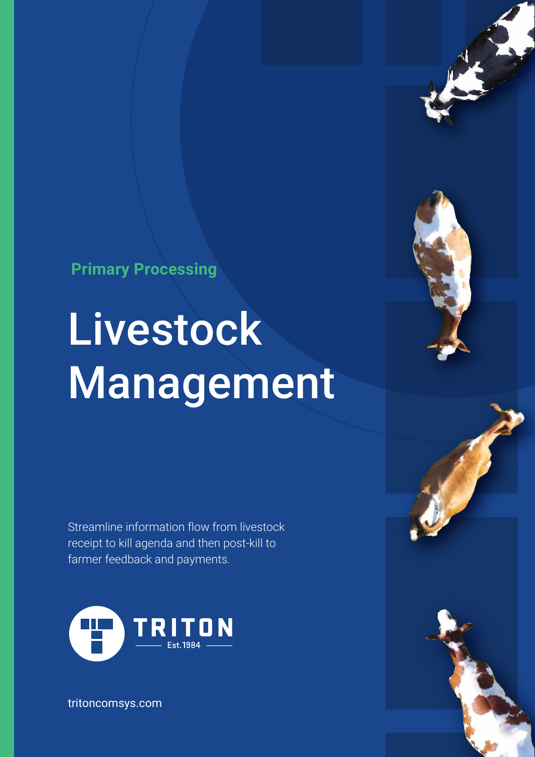Primary Processing

# Livestock Management

Streamline information flow from livestock receipt to kill agenda and then post-kill to farmer feedback and payments.

TRITON
Est. 1984

tritoncomsys.com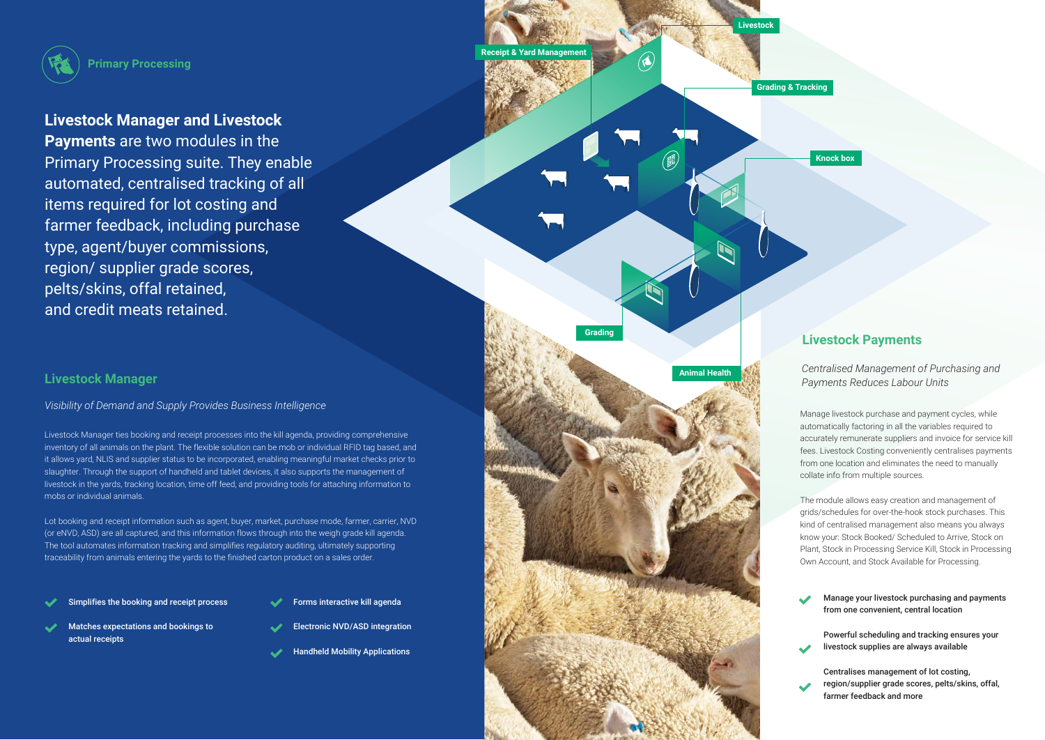## Primary Processing

**Livestock Manager and Livestock Payments** are two modules in the Primary Processing suite. They enable automated, centralised tracking of all items required for lot costing and farmer feedback, including purchase type, agent/buyer commissions, region/ supplier grade scores, pelts/skins, offal retained, and credit meats retained.

Livestock

Receipt & Yard Management

Grading & Tracking

Knock box

Grading

Animal Health

### Livestock Manager

*Visibility of Demand and Supply Provides Business Intelligence*

Livestock Manager ties booking and receipt processes into the kill agenda, providing comprehensive inventory of all animals on the plant. The flexible solution can be mob or individual RFID tag based, and it allows yard, NLIS and supplier status to be incorporated, enabling meaningful market checks prior to slaughter. Through the support of handheld and tablet devices, it also supports the management of livestock in the yards, tracking location, time off feed, and providing tools for attaching information to mobs or individual animals.

Lot booking and receipt information such as agent, buyer, market, purchase mode, farmer, carrier, NVD (or eNVD, ASD) are all captured, and this information flows through into the weigh grade kill agenda. The tool automates information tracking and simplifies regulatory auditing, ultimately supporting traceability from animals entering the yards to the finished carton product on a sales order.

- **Simplifies the booking and receipt process**
- **Matches expectations and bookings to actual receipts**
- **Forms interactive kill agenda**
- **Electronic NVD/ASD integration**
- **Handheld Mobility Applications**

### Livestock Payments

*Centralised Management of Purchasing and Payments Reduces Labour Units*

Manage livestock purchase and payment cycles, while automatically factoring in all the variables required to accurately remunerate suppliers and invoice for service kill fees. Livestock Costing conveniently centralises payments from one location and eliminates the need to manually collate info from multiple sources.

The module allows easy creation and management of grids/schedules for over-the-hook stock purchases. This kind of centralised management also means you always know your: Stock Booked/ Scheduled to Arrive, Stock on Plant, Stock in Processing Service Kill, Stock in Processing Own Account, and Stock Available for Processing.

- **Manage your livestock purchasing and payments from one convenient, central location**
- **Powerful scheduling and tracking ensures your livestock supplies are always available**
- **Centralises management of lot costing, region/supplier grade scores, pelts/skins, offal, farmer feedback and more**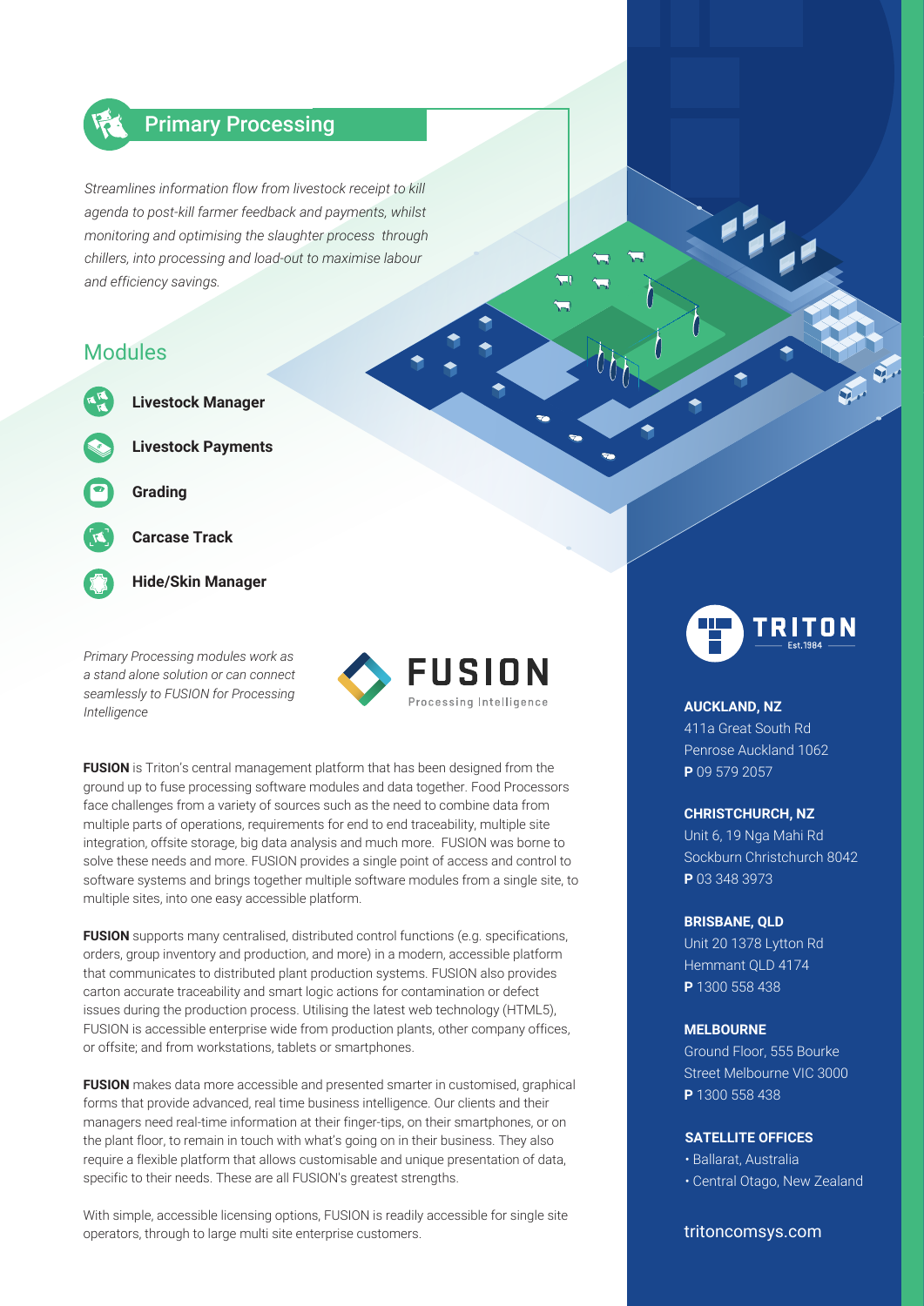## Primary Processing

*Streamlines information flow from livestock receipt to kill agenda to post-kill farmer feedback and payments, whilst monitoring and optimising the slaughter process through chillers, into processing and load-out to maximise labour and efficiency savings.*

### Modules

- **Livestock Manager**
- **Livestock Payments**
- **Grading**
- **Carcase Track**
- **Hide/Skin Manager**

*Primary Processing modules work as a stand alone solution or can connect seamlessly to FUSION for Processing Intelligence*

FUSION
Processing Intelligence

**FUSION** is Triton's central management platform that has been designed from the ground up to fuse processing software modules and data together. Food Processors face challenges from a variety of sources such as the need to combine data from multiple parts of operations, requirements for end to end traceability, multiple site integration, offsite storage, big data analysis and much more. FUSION was borne to solve these needs and more. FUSION provides a single point of access and control to software systems and brings together multiple software modules from a single site, to multiple sites, into one easy accessible platform.

**FUSION** supports many centralised, distributed control functions (e.g. specifications, orders, group inventory and production, and more) in a modern, accessible platform that communicates to distributed plant production systems. FUSION also provides carton accurate traceability and smart logic actions for contamination or defect issues during the production process. Utilising the latest web technology (HTML5), FUSION is accessible enterprise wide from production plants, other company offices, or offsite; and from workstations, tablets or smartphones.

**FUSION** makes data more accessible and presented smarter in customised, graphical forms that provide advanced, real time business intelligence. Our clients and their managers need real-time information at their finger-tips, on their smartphones, or on the plant floor, to remain in touch with what's going on in their business. They also require a flexible platform that allows customisable and unique presentation of data, specific to their needs. These are all FUSION's greatest strengths.

With simple, accessible licensing options, FUSION is readily accessible for single site operators, through to large multi site enterprise customers.

TRITON
Est.1984

**AUCKLAND, NZ**
411a Great South Rd
Penrose Auckland 1062
**P** 09 579 2057

**CHRISTCHURCH, NZ**
Unit 6, 19 Nga Mahi Rd
Sockburn Christchurch 8042
**P** 03 348 3973

**BRISBANE, QLD**
Unit 20 1378 Lytton Rd
Hemmant QLD 4174
**P** 1300 558 438

**MELBOURNE**
Ground Floor, 555 Bourke
Street Melbourne VIC 3000
**P** 1300 558 438

**SATELLITE OFFICES**
- Ballarat, Australia
- Central Otago, New Zealand

tritoncomsys.com